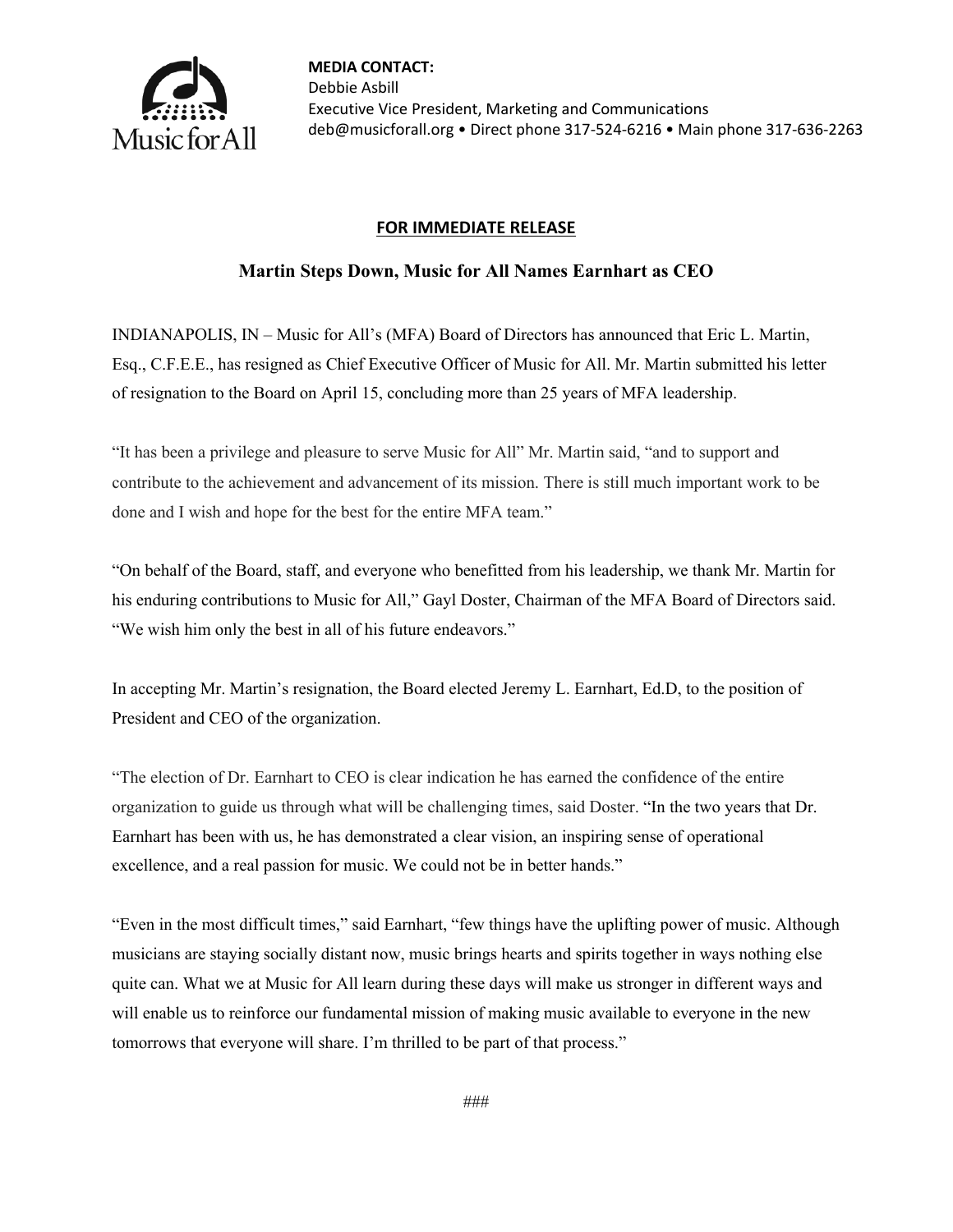Music for All

**MEDIA CONTACT:**
Debbie Asbill
Executive Vice President, Marketing and Communications
deb@musicforall.org • Direct phone 317-524-6216 • Main phone 317-636-2263

**FOR IMMEDIATE RELEASE**

## Martin Steps Down, Music for All Names Earnhart as CEO

INDIANAPOLIS, IN – Music for All's (MFA) Board of Directors has announced that Eric L. Martin, Esq., C.F.E.E., has resigned as Chief Executive Officer of Music for All. Mr. Martin submitted his letter of resignation to the Board on April 15, concluding more than 25 years of MFA leadership.

"It has been a privilege and pleasure to serve Music for All" Mr. Martin said, "and to support and contribute to the achievement and advancement of its mission. There is still much important work to be done and I wish and hope for the best for the entire MFA team."

"On behalf of the Board, staff, and everyone who benefitted from his leadership, we thank Mr. Martin for his enduring contributions to Music for All," Gayl Doster, Chairman of the MFA Board of Directors said. "We wish him only the best in all of his future endeavors."

In accepting Mr. Martin's resignation, the Board elected Jeremy L. Earnhart, Ed.D, to the position of President and CEO of the organization.

"The election of Dr. Earnhart to CEO is clear indication he has earned the confidence of the entire organization to guide us through what will be challenging times, said Doster. "In the two years that Dr. Earnhart has been with us, he has demonstrated a clear vision, an inspiring sense of operational excellence, and a real passion for music. We could not be in better hands."

"Even in the most difficult times," said Earnhart, "few things have the uplifting power of music. Although musicians are staying socially distant now, music brings hearts and spirits together in ways nothing else quite can. What we at Music for All learn during these days will make us stronger in different ways and will enable us to reinforce our fundamental mission of making music available to everyone in the new tomorrows that everyone will share. I'm thrilled to be part of that process."

###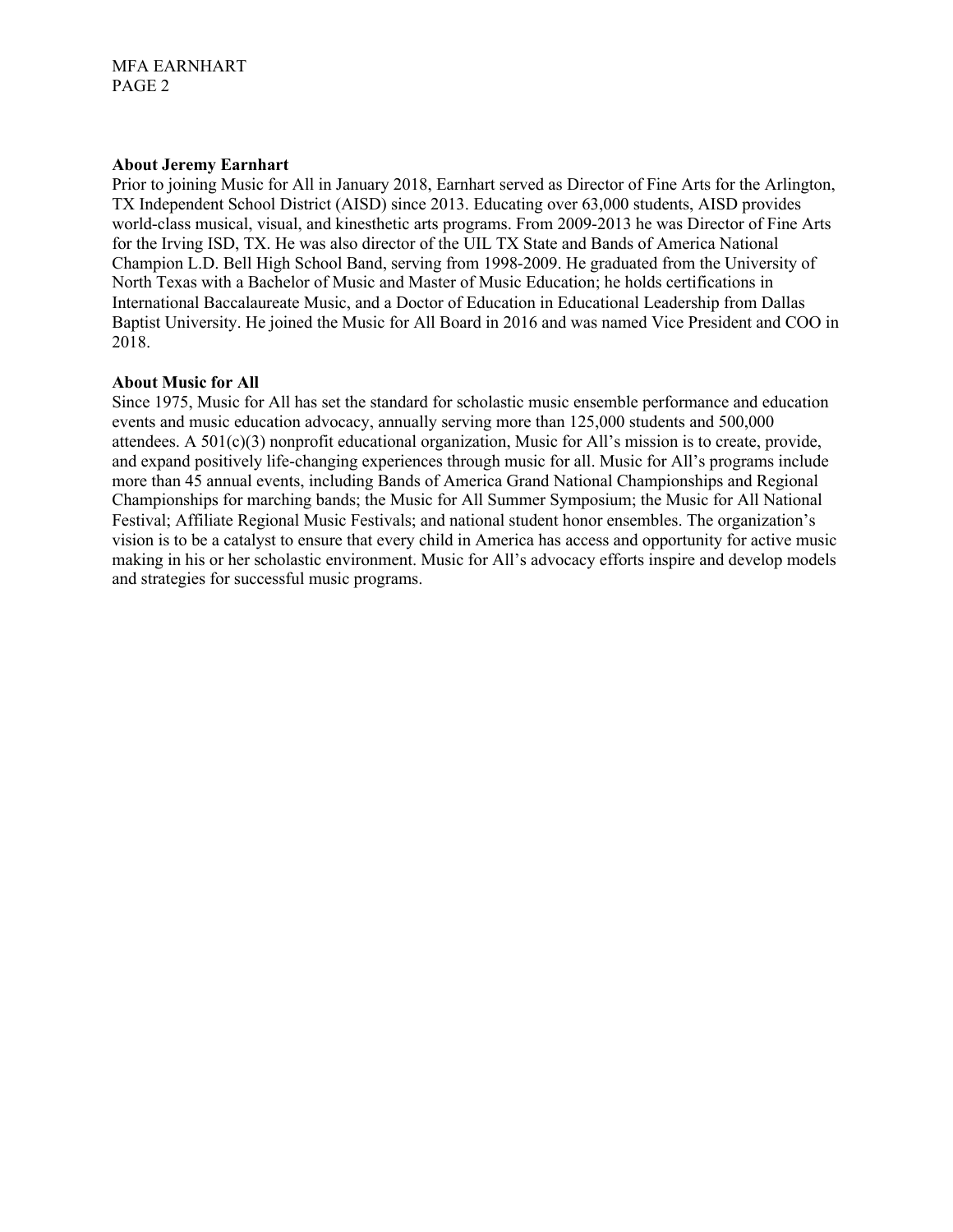**About Jeremy Earnhart**

Prior to joining Music for All in January 2018, Earnhart served as Director of Fine Arts for the Arlington, TX Independent School District (AISD) since 2013. Educating over 63,000 students, AISD provides world-class musical, visual, and kinesthetic arts programs. From 2009-2013 he was Director of Fine Arts for the Irving ISD, TX. He was also director of the UIL TX State and Bands of America National Champion L.D. Bell High School Band, serving from 1998-2009. He graduated from the University of North Texas with a Bachelor of Music and Master of Music Education; he holds certifications in International Baccalaureate Music, and a Doctor of Education in Educational Leadership from Dallas Baptist University. He joined the Music for All Board in 2016 and was named Vice President and COO in 2018.

**About Music for All**

Since 1975, Music for All has set the standard for scholastic music ensemble performance and education events and music education advocacy, annually serving more than 125,000 students and 500,000 attendees. A 501(c)(3) nonprofit educational organization, Music for All's mission is to create, provide, and expand positively life-changing experiences through music for all. Music for All's programs include more than 45 annual events, including Bands of America Grand National Championships and Regional Championships for marching bands; the Music for All Summer Symposium; the Music for All National Festival; Affiliate Regional Music Festivals; and national student honor ensembles. The organization's vision is to be a catalyst to ensure that every child in America has access and opportunity for active music making in his or her scholastic environment. Music for All's advocacy efforts inspire and develop models and strategies for successful music programs.